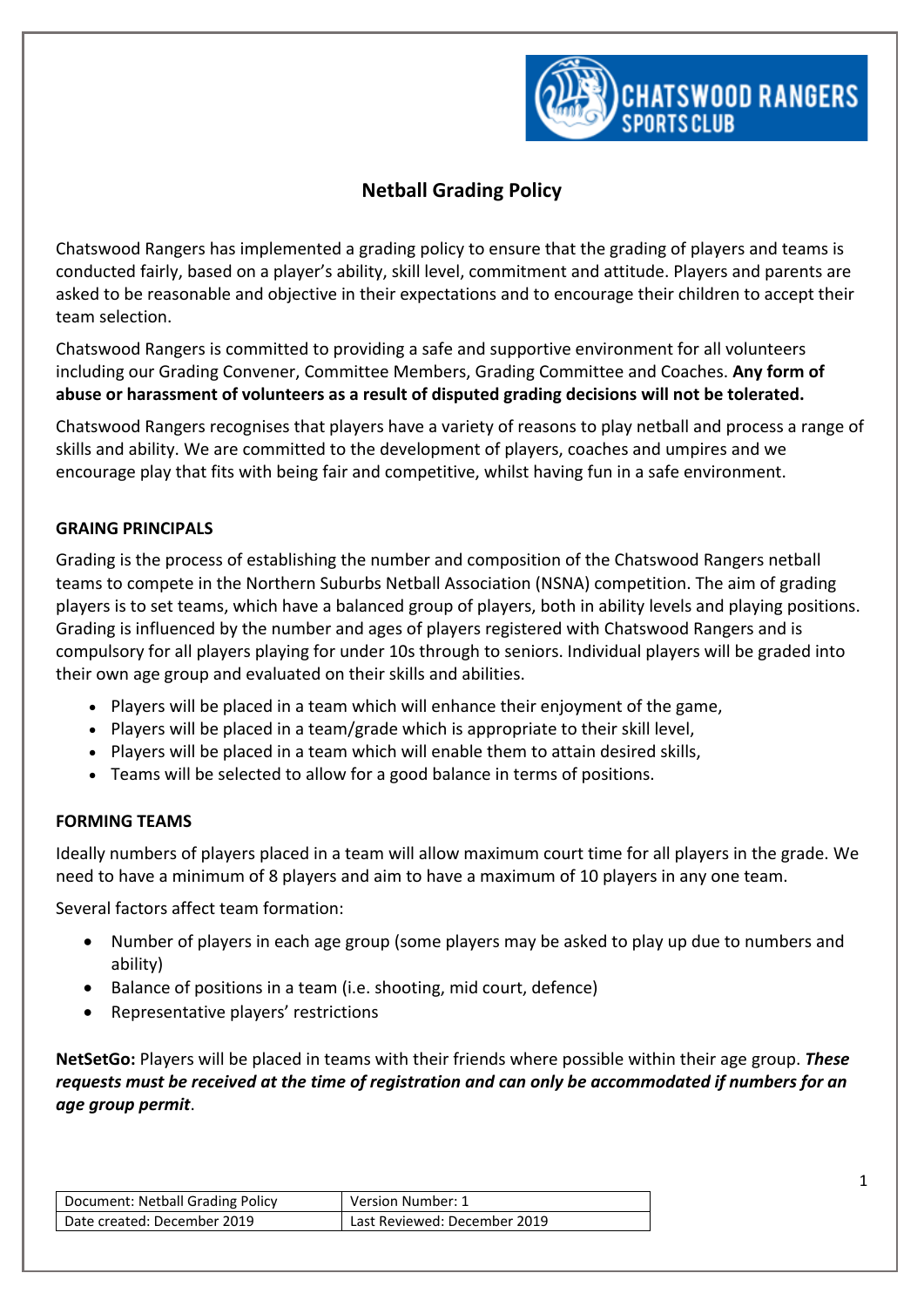# Netball Grading Policy

Chatswood Rangers has implemented a grading policy to ensure that the grading of players and teams is conducted fairly, based on a player's ability, skill level, commitment and attitude. Players and parents are asked to be reasonable and objective in their expectations and to encourage their children to accept their team selection.

Chatswood Rangers is committed to providing a safe and supportive environment for all volunteers including our Grading Convener, Committee Members, Grading Committee and Coaches. **Any form of abuse or harassment of volunteers as a result of disputed grading decisions will not be tolerated.**

Chatswood Rangers recognises that players have a variety of reasons to play netball and process a range of skills and ability. We are committed to the development of players, coaches and umpires and we encourage play that fits with being fair and competitive, whilst having fun in a safe environment.

### GRAING PRINCIPALS

Grading is the process of establishing the number and composition of the Chatswood Rangers netball teams to compete in the Northern Suburbs Netball Association (NSNA) competition. The aim of grading players is to set teams, which have a balanced group of players, both in ability levels and playing positions. Grading is influenced by the number and ages of players registered with Chatswood Rangers and is compulsory for all players playing for under 10s through to seniors. Individual players will be graded into their own age group and evaluated on their skills and abilities.

- Players will be placed in a team which will enhance their enjoyment of the game,
- Players will be placed in a team/grade which is appropriate to their skill level,
- Players will be placed in a team which will enable them to attain desired skills,
- Teams will be selected to allow for a good balance in terms of positions.

### FORMING TEAMS

Ideally numbers of players placed in a team will allow maximum court time for all players in the grade. We need to have a minimum of 8 players and aim to have a maximum of 10 players in any one team.

Several factors affect team formation:

- Number of players in each age group (some players may be asked to play up due to numbers and ability)
- Balance of positions in a team (i.e. shooting, mid court, defence)
- Representative players' restrictions

**NetSetGo:** Players will be placed in teams with their friends where possible within their age group. ***These requests must be received at the time of registration and can only be accommodated if numbers for an age group permit***.

| Document: Netball Grading Policy | Version Number: 1 |
|---|---|
| Date created: December 2019 | Last Reviewed: December 2019 |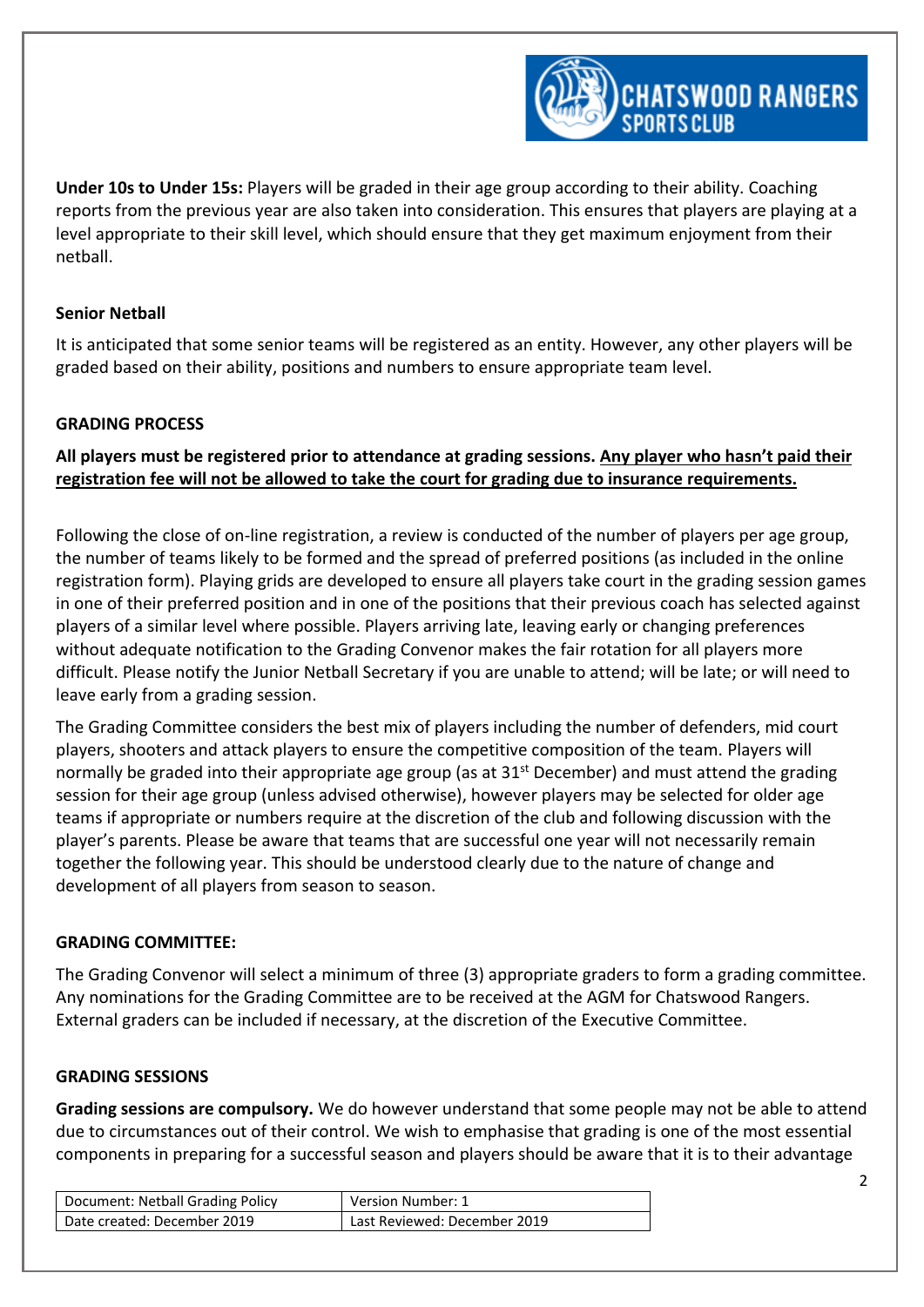**Under 10s to Under 15s:** Players will be graded in their age group according to their ability. Coaching reports from the previous year are also taken into consideration. This ensures that players are playing at a level appropriate to their skill level, which should ensure that they get maximum enjoyment from their netball.

### Senior Netball

It is anticipated that some senior teams will be registered as an entity. However, any other players will be graded based on their ability, positions and numbers to ensure appropriate team level.

## GRADING PROCESS

**All players must be registered prior to attendance at grading sessions. <u>Any player who hasn't paid their registration fee will not be allowed to take the court for grading due to insurance requirements.</u>**

Following the close of on-line registration, a review is conducted of the number of players per age group, the number of teams likely to be formed and the spread of preferred positions (as included in the online registration form). Playing grids are developed to ensure all players take court in the grading session games in one of their preferred position and in one of the positions that their previous coach has selected against players of a similar level where possible. Players arriving late, leaving early or changing preferences without adequate notification to the Grading Convenor makes the fair rotation for all players more difficult. Please notify the Junior Netball Secretary if you are unable to attend; will be late; or will need to leave early from a grading session.

The Grading Committee considers the best mix of players including the number of defenders, mid court players, shooters and attack players to ensure the competitive composition of the team. Players will normally be graded into their appropriate age group (as at 31st December) and must attend the grading session for their age group (unless advised otherwise), however players may be selected for older age teams if appropriate or numbers require at the discretion of the club and following discussion with the player's parents. Please be aware that teams that are successful one year will not necessarily remain together the following year. This should be understood clearly due to the nature of change and development of all players from season to season.

## GRADING COMMITTEE:

The Grading Convenor will select a minimum of three (3) appropriate graders to form a grading committee. Any nominations for the Grading Committee are to be received at the AGM for Chatswood Rangers. External graders can be included if necessary, at the discretion of the Executive Committee.

## GRADING SESSIONS

**Grading sessions are compulsory.** We do however understand that some people may not be able to attend due to circumstances out of their control. We wish to emphasise that grading is one of the most essential components in preparing for a successful season and players should be aware that it is to their advantage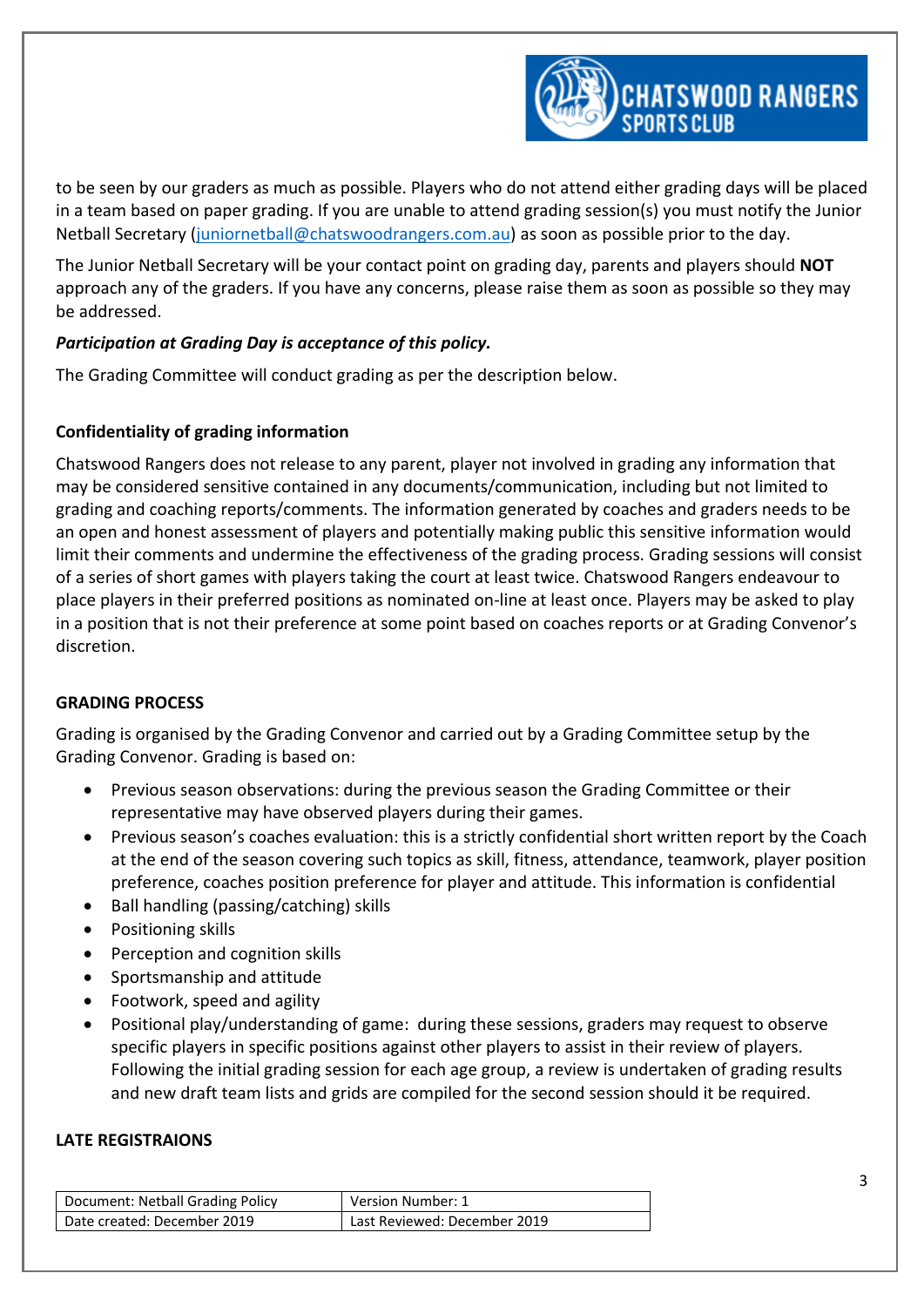to be seen by our graders as much as possible. Players who do not attend either grading days will be placed in a team based on paper grading. If you are unable to attend grading session(s) you must notify the Junior Netball Secretary (juniornetball@chatswoodrangers.com.au) as soon as possible prior to the day.

The Junior Netball Secretary will be your contact point on grading day, parents and players should **NOT** approach any of the graders. If you have any concerns, please raise them as soon as possible so they may be addressed.

***Participation at Grading Day is acceptance of this policy.***

The Grading Committee will conduct grading as per the description below.

**Confidentiality of grading information**

Chatswood Rangers does not release to any parent, player not involved in grading any information that may be considered sensitive contained in any documents/communication, including but not limited to grading and coaching reports/comments. The information generated by coaches and graders needs to be an open and honest assessment of players and potentially making public this sensitive information would limit their comments and undermine the effectiveness of the grading process. Grading sessions will consist of a series of short games with players taking the court at least twice. Chatswood Rangers endeavour to place players in their preferred positions as nominated on-line at least once. Players may be asked to play in a position that is not their preference at some point based on coaches reports or at Grading Convenor's discretion.

**GRADING PROCESS**

Grading is organised by the Grading Convenor and carried out by a Grading Committee setup by the Grading Convenor. Grading is based on:

- Previous season observations: during the previous season the Grading Committee or their representative may have observed players during their games.
- Previous season's coaches evaluation: this is a strictly confidential short written report by the Coach at the end of the season covering such topics as skill, fitness, attendance, teamwork, player position preference, coaches position preference for player and attitude. This information is confidential
- Ball handling (passing/catching) skills
- Positioning skills
- Perception and cognition skills
- Sportsmanship and attitude
- Footwork, speed and agility
- Positional play/understanding of game: during these sessions, graders may request to observe specific players in specific positions against other players to assist in their review of players. Following the initial grading session for each age group, a review is undertaken of grading results and new draft team lists and grids are compiled for the second session should it be required.

**LATE REGISTRAIONS**

| Document: Netball Grading Policy | Version Number: 1 |
| --- | --- |
| Date created: December 2019 | Last Reviewed: December 2019 |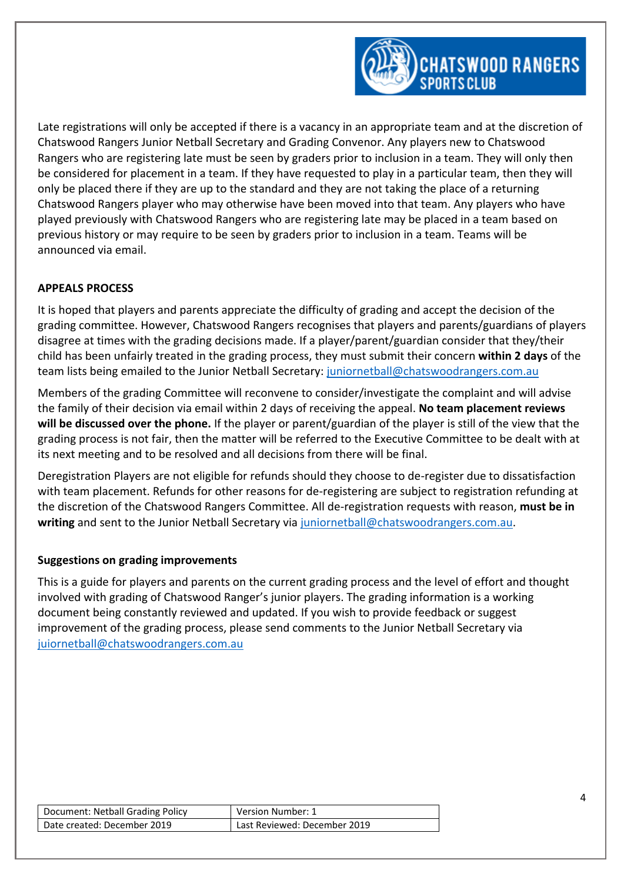Late registrations will only be accepted if there is a vacancy in an appropriate team and at the discretion of Chatswood Rangers Junior Netball Secretary and Grading Convenor. Any players new to Chatswood Rangers who are registering late must be seen by graders prior to inclusion in a team. They will only then be considered for placement in a team. If they have requested to play in a particular team, then they will only be placed there if they are up to the standard and they are not taking the place of a returning Chatswood Rangers player who may otherwise have been moved into that team. Any players who have played previously with Chatswood Rangers who are registering late may be placed in a team based on previous history or may require to be seen by graders prior to inclusion in a team. Teams will be announced via email.

**APPEALS PROCESS**

It is hoped that players and parents appreciate the difficulty of grading and accept the decision of the grading committee. However, Chatswood Rangers recognises that players and parents/guardians of players disagree at times with the grading decisions made. If a player/parent/guardian consider that they/their child has been unfairly treated in the grading process, they must submit their concern **within 2 days** of the team lists being emailed to the Junior Netball Secretary: juniornetball@chatswoodrangers.com.au

Members of the grading Committee will reconvene to consider/investigate the complaint and will advise the family of their decision via email within 2 days of receiving the appeal. **No team placement reviews will be discussed over the phone.** If the player or parent/guardian of the player is still of the view that the grading process is not fair, then the matter will be referred to the Executive Committee to be dealt with at its next meeting and to be resolved and all decisions from there will be final.

Deregistration Players are not eligible for refunds should they choose to de-register due to dissatisfaction with team placement. Refunds for other reasons for de-registering are subject to registration refunding at the discretion of the Chatswood Rangers Committee. All de-registration requests with reason, **must be in writing** and sent to the Junior Netball Secretary via juniornetball@chatswoodrangers.com.au.

**Suggestions on grading improvements**

This is a guide for players and parents on the current grading process and the level of effort and thought involved with grading of Chatswood Ranger's junior players. The grading information is a working document being constantly reviewed and updated. If you wish to provide feedback or suggest improvement of the grading process, please send comments to the Junior Netball Secretary via juiornetball@chatswoodrangers.com.au

| | |
|---|---|
| Document: Netball Grading Policy | Version Number: 1 |
| Date created: December 2019 | Last Reviewed: December 2019 |